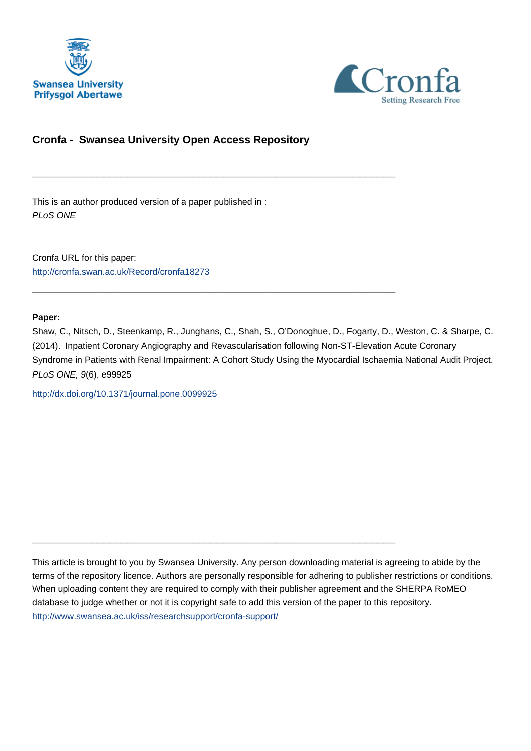Swansea University
Prifysgol Abertawe

Cronfa
Setting Research Free

## Cronfa - Swansea University Open Access Repository

---

This is an author produced version of a paper published in :
*PLoS ONE*

Cronfa URL for this paper:
http://cronfa.swan.ac.uk/Record/cronfa18273

---

**Paper:**

Shaw, C., Nitsch, D., Steenkamp, R., Junghans, C., Shah, S., O'Donoghue, D., Fogarty, D., Weston, C. & Sharpe, C. (2014). Inpatient Coronary Angiography and Revascularisation following Non-ST-Elevation Acute Coronary Syndrome in Patients with Renal Impairment: A Cohort Study Using the Myocardial Ischaemia National Audit Project. *PLoS ONE, 9*(6), e99925

http://dx.doi.org/10.1371/journal.pone.0099925

---

This article is brought to you by Swansea University. Any person downloading material is agreeing to abide by the terms of the repository licence. Authors are personally responsible for adhering to publisher restrictions or conditions. When uploading content they are required to comply with their publisher agreement and the SHERPA RoMEO database to judge whether or not it is copyright safe to add this version of the paper to this repository.
http://www.swansea.ac.uk/iss/researchsupport/cronfa-support/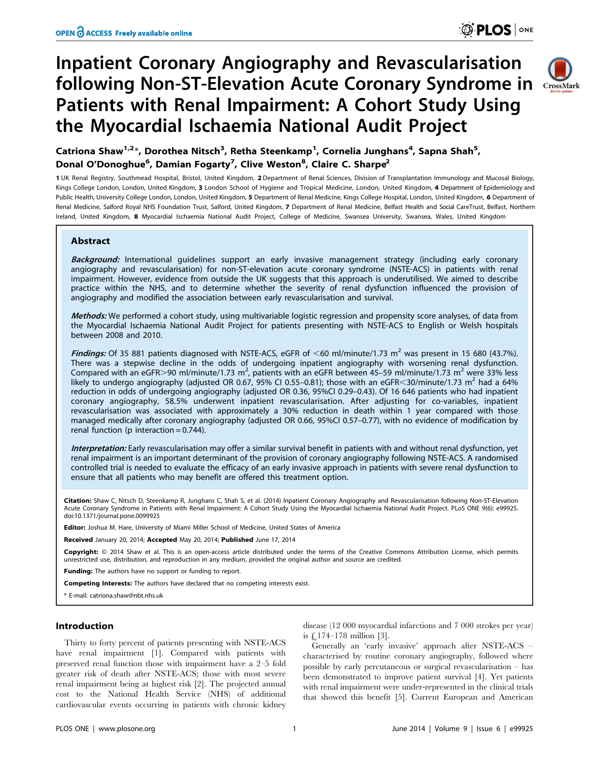# Inpatient Coronary Angiography and Revascularisation following Non-ST-Elevation Acute Coronary Syndrome in Patients with Renal Impairment: A Cohort Study Using the Myocardial Ischaemia National Audit Project

Catriona Shaw[1,2]*, Dorothea Nitsch[3], Retha Steenkamp[1], Cornelia Junghans[4], Sapna Shah[5], Donal O'Donoghue[6], Damian Fogarty[7], Clive Weston[8], Claire C. Sharpe[2]

1 UK Renal Registry, Southmead Hospital, Bristol, United Kingdom, 2 Department of Renal Sciences, Division of Transplantation Immunology and Mucosal Biology, Kings College London, London, United Kingdom, 3 London School of Hygiene and Tropical Medicine, London, United Kingdom, 4 Department of Epidemiology and Public Health, University College London, London, United Kingdom, 5 Department of Renal Medicine, Kings College Hospital, London, United Kingdom, 6 Department of Renal Medicine, Salford Royal NHS Foundation Trust, Salford, United Kingdom, 7 Department of Renal Medicine, Belfast Health and Social CareTrust, Belfast, Northern Ireland, United Kingdom, 8 Myocardial Ischaemia National Audit Project, College of Medicine, Swansea University, Swansea, Wales, United Kingdom

## Abstract

***Background:*** International guidelines support an early invasive management strategy (including early coronary angiography and revascularisation) for non-ST-elevation acute coronary syndrome (NSTE-ACS) in patients with renal impairment. However, evidence from outside the UK suggests that this approach is underutilised. We aimed to describe practice within the NHS, and to determine whether the severity of renal dysfunction influenced the provision of angiography and modified the association between early revascularisation and survival.

***Methods:*** We performed a cohort study, using multivariable logistic regression and propensity score analyses, of data from the Myocardial Ischaemia National Audit Project for patients presenting with NSTE-ACS to English or Welsh hospitals between 2008 and 2010.

***Findings:*** Of 35 881 patients diagnosed with NSTE-ACS, eGFR of $<60$ ml/minute/1.73 $m^2$ was present in 15 680 (43.7%). There was a stepwise decline in the odds of undergoing inpatient angiography with worsening renal dysfunction. Compared with an eGFR$>90$ ml/minute/1.73 $m^2$, patients with an eGFR between 45–59 ml/minute/1.73 $m^2$ were 33% less likely to undergo angiography (adjusted OR 0.67, 95% CI 0.55–0.81); those with an eGFR$<30$/minute/1.73 $m^2$ had a 64% reduction in odds of undergoing angiography (adjusted OR 0.36, 95%CI 0.29–0.43). Of 16 646 patients who had inpatient coronary angiography, 58.5% underwent inpatient revascularisation. After adjusting for co-variables, inpatient revascularisation was associated with approximately a 30% reduction in death within 1 year compared with those managed medically after coronary angiography (adjusted OR 0.66, 95%CI 0.57–0.77), with no evidence of modification by renal function (p interaction = 0.744).

***Interpretation:*** Early revascularisation may offer a similar survival benefit in patients with and without renal dysfunction, yet renal impairment is an important determinant of the provision of coronary angiography following NSTE-ACS. A randomised controlled trial is needed to evaluate the efficacy of an early invasive approach in patients with severe renal dysfunction to ensure that all patients who may benefit are offered this treatment option.

**Citation:** Shaw C, Nitsch D, Steenkamp R, Junghans C, Shah S, et al. (2014) Inpatient Coronary Angiography and Revascularisation following Non-ST-Elevation Acute Coronary Syndrome in Patients with Renal Impairment: A Cohort Study Using the Myocardial Ischaemia National Audit Project. PLoS ONE 9(6): e99925. doi:10.1371/journal.pone.0099925

**Editor:** Joshua M. Hare, University of Miami Miller School of Medicine, United States of America

**Received** January 20, 2014; **Accepted** May 20, 2014; **Published** June 17, 2014

**Copyright:** © 2014 Shaw et al. This is an open-access article distributed under the terms of the Creative Commons Attribution License, which permits unrestricted use, distribution, and reproduction in any medium, provided the original author and source are credited.

**Funding:** The authors have no support or funding to report.

**Competing Interests:** The authors have declared that no competing interests exist.

\* E-mail: catriona.shaw@nbt.nhs.uk

## Introduction

Thirty to forty percent of patients presenting with NSTE-ACS have renal impairment [1]. Compared with patients with preserved renal function those with impairment have a 2–5 fold greater risk of death after NSTE-ACS; those with most severe renal impairment being at highest risk [2]. The projected annual cost to the National Health Service (NHS) of additional cardiovascular events occurring in patients with chronic kidney disease (12 000 myocardial infarctions and 7 000 strokes per year) is £174–178 million [3].

Generally an 'early invasive' approach after NSTE-ACS – characterised by routine coronary angiography, followed where possible by early percutaneous or surgical revascularisation – has been demonstrated to improve patient survival [4]. Yet patients with renal impairment were under-represented in the clinical trials that showed this benefit [5]. Current European and American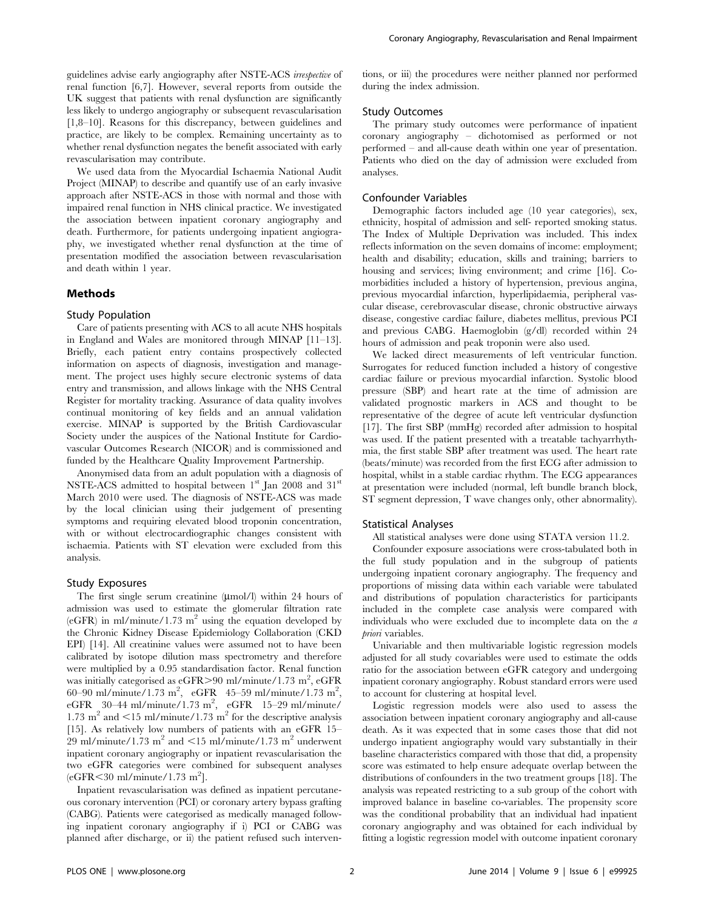guidelines advise early angiography after NSTE-ACS *irrespective* of renal function [6,7]. However, several reports from outside the UK suggest that patients with renal dysfunction are significantly less likely to undergo angiography or subsequent revascularisation [1,8–10]. Reasons for this discrepancy, between guidelines and practice, are likely to be complex. Remaining uncertainty as to whether renal dysfunction negates the benefit associated with early revascularisation may contribute.

We used data from the Myocardial Ischaemia National Audit Project (MINAP) to describe and quantify use of an early invasive approach after NSTE-ACS in those with normal and those with impaired renal function in NHS clinical practice. We investigated the association between inpatient coronary angiography and death. Furthermore, for patients undergoing inpatient angiography, we investigated whether renal dysfunction at the time of presentation modified the association between revascularisation and death within 1 year.

## Methods

### Study Population

Care of patients presenting with ACS to all acute NHS hospitals in England and Wales are monitored through MINAP [11–13]. Briefly, each patient entry contains prospectively collected information on aspects of diagnosis, investigation and management. The project uses highly secure electronic systems of data entry and transmission, and allows linkage with the NHS Central Register for mortality tracking. Assurance of data quality involves continual monitoring of key fields and an annual validation exercise. MINAP is supported by the British Cardiovascular Society under the auspices of the National Institute for Cardiovascular Outcomes Research (NICOR) and is commissioned and funded by the Healthcare Quality Improvement Partnership.

Anonymised data from an adult population with a diagnosis of NSTE-ACS admitted to hospital between 1st Jan 2008 and 31st March 2010 were used. The diagnosis of NSTE-ACS was made by the local clinician using their judgement of presenting symptoms and requiring elevated blood troponin concentration, with or without electrocardiographic changes consistent with ischaemia. Patients with ST elevation were excluded from this analysis.

### Study Exposures

The first single serum creatinine (μmol/l) within 24 hours of admission was used to estimate the glomerular filtration rate (eGFR) in ml/minute/1.73 $m^2$ using the equation developed by the Chronic Kidney Disease Epidemiology Collaboration (CKD EPI) [14]. All creatinine values were assumed not to have been calibrated by isotope dilution mass spectrometry and therefore were multiplied by a 0.95 standardisation factor. Renal function was initially categorised as eGFR>90 ml/minute/1.73 $m^2$, eGFR 60–90 ml/minute/1.73 $m^2$, eGFR 45–59 ml/minute/1.73 $m^2$, eGFR 30–44 ml/minute/1.73 $m^2$, eGFR 15–29 ml/minute/1.73 $m^2$ and <15 ml/minute/1.73 $m^2$ for the descriptive analysis [15]. As relatively low numbers of patients with an eGFR 15–29 ml/minute/1.73 $m^2$ and <15 ml/minute/1.73 $m^2$ underwent inpatient coronary angiography or inpatient revascularisation the two eGFR categories were combined for subsequent analyses (eGFR<30 ml/minute/1.73 $m^2$].

Inpatient revascularisation was defined as inpatient percutaneous coronary intervention (PCI) or coronary artery bypass grafting (CABG). Patients were categorised as medically managed following inpatient coronary angiography if i) PCI or CABG was planned after discharge, or ii) the patient refused such interventions, or iii) the procedures were neither planned nor performed during the index admission.

### Study Outcomes

The primary study outcomes were performance of inpatient coronary angiography – dichotomised as performed or not performed – and all-cause death within one year of presentation. Patients who died on the day of admission were excluded from analyses.

### Confounder Variables

Demographic factors included age (10 year categories), sex, ethnicity, hospital of admission and self- reported smoking status. The Index of Multiple Deprivation was included. This index reflects information on the seven domains of income: employment; health and disability; education, skills and training; barriers to housing and services; living environment; and crime [16]. Co-morbidities included a history of hypertension, previous angina, previous myocardial infarction, hyperlipidaemia, peripheral vascular disease, cerebrovascular disease, chronic obstructive airways disease, congestive cardiac failure, diabetes mellitus, previous PCI and previous CABG. Haemoglobin (g/dl) recorded within 24 hours of admission and peak troponin were also used.

We lacked direct measurements of left ventricular function. Surrogates for reduced function included a history of congestive cardiac failure or previous myocardial infarction. Systolic blood pressure (SBP) and heart rate at the time of admission are validated prognostic markers in ACS and thought to be representative of the degree of acute left ventricular dysfunction [17]. The first SBP (mmHg) recorded after admission to hospital was used. If the patient presented with a treatable tachyarrhythmia, the first stable SBP after treatment was used. The heart rate (beats/minute) was recorded from the first ECG after admission to hospital, whilst in a stable cardiac rhythm. The ECG appearances at presentation were included (normal, left bundle branch block, ST segment depression, T wave changes only, other abnormality).

### Statistical Analyses

All statistical analyses were done using STATA version 11.2.

Confounder exposure associations were cross-tabulated both in the full study population and in the subgroup of patients undergoing inpatient coronary angiography. The frequency and proportions of missing data within each variable were tabulated and distributions of population characteristics for participants included in the complete case analysis were compared with individuals who were excluded due to incomplete data on the *a priori* variables.

Univariable and then multivariable logistic regression models adjusted for all study covariables were used to estimate the odds ratio for the association between eGFR category and undergoing inpatient coronary angiography. Robust standard errors were used to account for clustering at hospital level.

Logistic regression models were also used to assess the association between inpatient coronary angiography and all-cause death. As it was expected that in some cases those that did not undergo inpatient angiography would vary substantially in their baseline characteristics compared with those that did, a propensity score was estimated to help ensure adequate overlap between the distributions of confounders in the two treatment groups [18]. The analysis was repeated restricting to a sub group of the cohort with improved balance in baseline co-variables. The propensity score was the conditional probability that an individual had inpatient coronary angiography and was obtained for each individual by fitting a logistic regression model with outcome inpatient coronary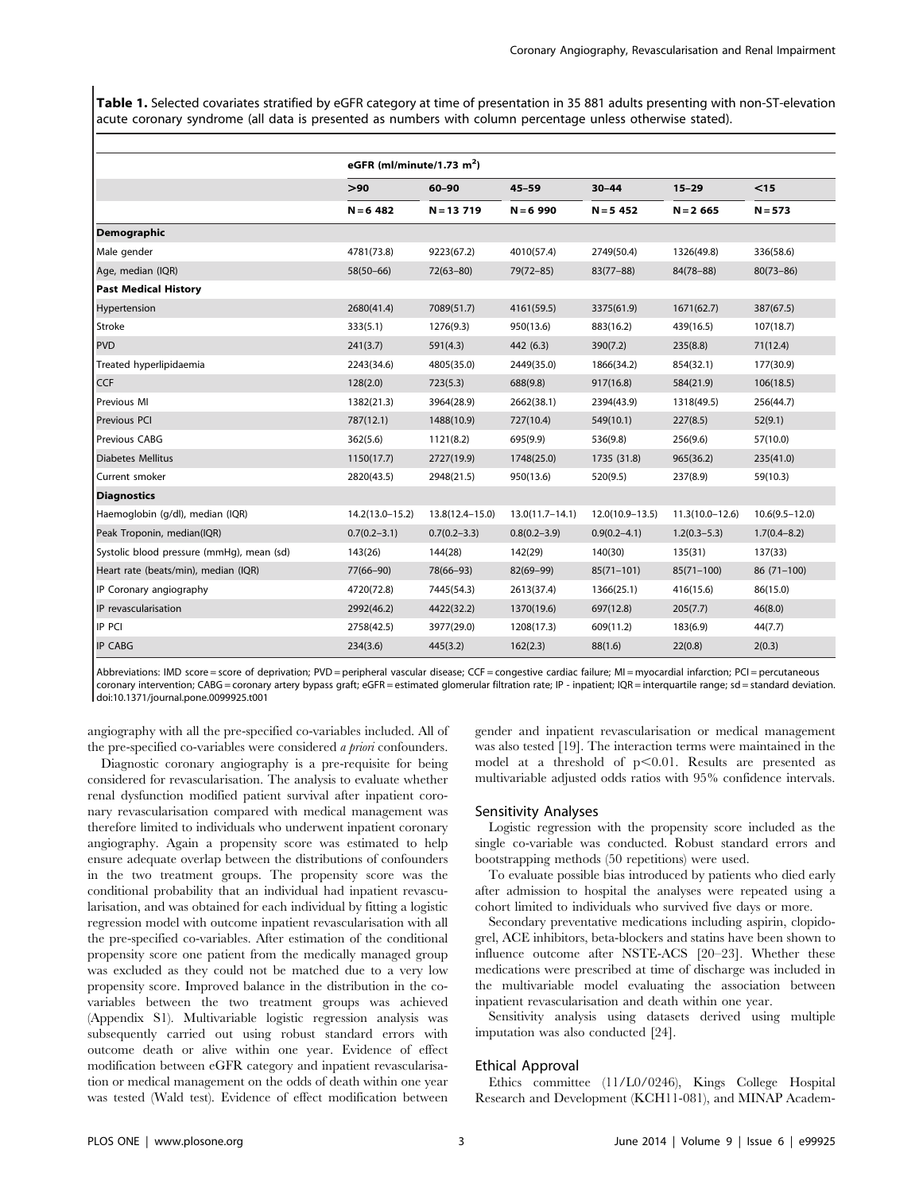**Table 1.** Selected covariates stratified by eGFR category at time of presentation in 35 881 adults presenting with non-ST-elevation acute coronary syndrome (all data is presented as numbers with column percentage unless otherwise stated).

| | eGFR (ml/minute/1.73 m$^2$) | | | | | |
|---|---|---|---|---|---|---|
| | >90 | 60–90 | 45–59 | 30–44 | 15–29 | <15 |
| | N = 6 482 | N = 13 719 | N = 6 990 | N = 5 452 | N = 2 665 | N = 573 |
| **Demographic** | | | | | | |
| Male gender | 4781(73.8) | 9223(67.2) | 4010(57.4) | 2749(50.4) | 1326(49.8) | 336(58.6) |
| Age, median (IQR) | 58(50–66) | 72(63–80) | 79(72–85) | 83(77–88) | 84(78–88) | 80(73–86) |
| **Past Medical History** | | | | | | |
| Hypertension | 2680(41.4) | 7089(51.7) | 4161(59.5) | 3375(61.9) | 1671(62.7) | 387(67.5) |
| Stroke | 333(5.1) | 1276(9.3) | 950(13.6) | 883(16.2) | 439(16.5) | 107(18.7) |
| PVD | 241(3.7) | 591(4.3) | 442 (6.3) | 390(7.2) | 235(8.8) | 71(12.4) |
| Treated hyperlipidaemia | 2243(34.6) | 4805(35.0) | 2449(35.0) | 1866(34.2) | 854(32.1) | 177(30.9) |
| CCF | 128(2.0) | 723(5.3) | 688(9.8) | 917(16.8) | 584(21.9) | 106(18.5) |
| Previous MI | 1382(21.3) | 3964(28.9) | 2662(38.1) | 2394(43.9) | 1318(49.5) | 256(44.7) |
| Previous PCI | 787(12.1) | 1488(10.9) | 727(10.4) | 549(10.1) | 227(8.5) | 52(9.1) |
| Previous CABG | 362(5.6) | 1121(8.2) | 695(9.9) | 536(9.8) | 256(9.6) | 57(10.0) |
| Diabetes Mellitus | 1150(17.7) | 2727(19.9) | 1748(25.0) | 1735 (31.8) | 965(36.2) | 235(41.0) |
| Current smoker | 2820(43.5) | 2948(21.5) | 950(13.6) | 520(9.5) | 237(8.9) | 59(10.3) |
| **Diagnostics** | | | | | | |
| Haemoglobin (g/dl), median (IQR) | 14.2(13.0–15.2) | 13.8(12.4–15.0) | 13.0(11.7–14.1) | 12.0(10.9–13.5) | 11.3(10.0–12.6) | 10.6(9.5–12.0) |
| Peak Troponin, median(IQR) | 0.7(0.2–3.1) | 0.7(0.2–3.3) | 0.8(0.2–3.9) | 0.9(0.2–4.1) | 1.2(0.3–5.3) | 1.7(0.4–8.2) |
| Systolic blood pressure (mmHg), mean (sd) | 143(26) | 144(28) | 142(29) | 140(30) | 135(31) | 137(33) |
| Heart rate (beats/min), median (IQR) | 77(66–90) | 78(66–93) | 82(69–99) | 85(71–101) | 85(71–100) | 86 (71–100) |
| IP Coronary angiography | 4720(72.8) | 7445(54.3) | 2613(37.4) | 1366(25.1) | 416(15.6) | 86(15.0) |
| IP revascularisation | 2992(46.2) | 4422(32.2) | 1370(19.6) | 697(12.8) | 205(7.7) | 46(8.0) |
| IP PCI | 2758(42.5) | 3977(29.0) | 1208(17.3) | 609(11.2) | 183(6.9) | 44(7.7) |
| IP CABG | 234(3.6) | 445(3.2) | 162(2.3) | 88(1.6) | 22(0.8) | 2(0.3) |

Abbreviations: IMD score = score of deprivation; PVD = peripheral vascular disease; CCF = congestive cardiac failure; MI = myocardial infarction; PCI = percutaneous coronary intervention; CABG = coronary artery bypass graft; eGFR = estimated glomerular filtration rate; IP - inpatient; IQR = interquartile range; sd = standard deviation.
doi:10.1371/journal.pone.0099925.t001

angiography with all the pre-specified co-variables included. All of the pre-specified co-variables were considered *a priori* confounders.

Diagnostic coronary angiography is a pre-requisite for being considered for revascularisation. The analysis to evaluate whether renal dysfunction modified patient survival after inpatient coronary revascularisation compared with medical management was therefore limited to individuals who underwent inpatient coronary angiography. Again a propensity score was estimated to help ensure adequate overlap between the distributions of confounders in the two treatment groups. The propensity score was the conditional probability that an individual had inpatient revascularisation, and was obtained for each individual by fitting a logistic regression model with outcome inpatient revascularisation with all the pre-specified co-variables. After estimation of the conditional propensity score one patient from the medically managed group was excluded as they could not be matched due to a very low propensity score. Improved balance in the distribution in the co-variables between the two treatment groups was achieved (Appendix S1). Multivariable logistic regression analysis was subsequently carried out using robust standard errors with outcome death or alive within one year. Evidence of effect modification between eGFR category and inpatient revascularisation or medical management on the odds of death within one year was tested (Wald test). Evidence of effect modification between gender and inpatient revascularisation or medical management was also tested [19]. The interaction terms were maintained in the model at a threshold of $p<0.01$. Results are presented as multivariable adjusted odds ratios with 95% confidence intervals.

## Sensitivity Analyses

Logistic regression with the propensity score included as the single co-variable was conducted. Robust standard errors and bootstrapping methods (50 repetitions) were used.

To evaluate possible bias introduced by patients who died early after admission to hospital the analyses were repeated using a cohort limited to individuals who survived five days or more.

Secondary preventative medications including aspirin, clopidogrel, ACE inhibitors, beta-blockers and statins have been shown to influence outcome after NSTE-ACS [20–23]. Whether these medications were prescribed at time of discharge was included in the multivariable model evaluating the association between inpatient revascularisation and death within one year.

Sensitivity analysis using datasets derived using multiple imputation was also conducted [24].

## Ethical Approval

Ethics committee (11/L0/0246), Kings College Hospital Research and Development (KCH11-081), and MINAP Academ-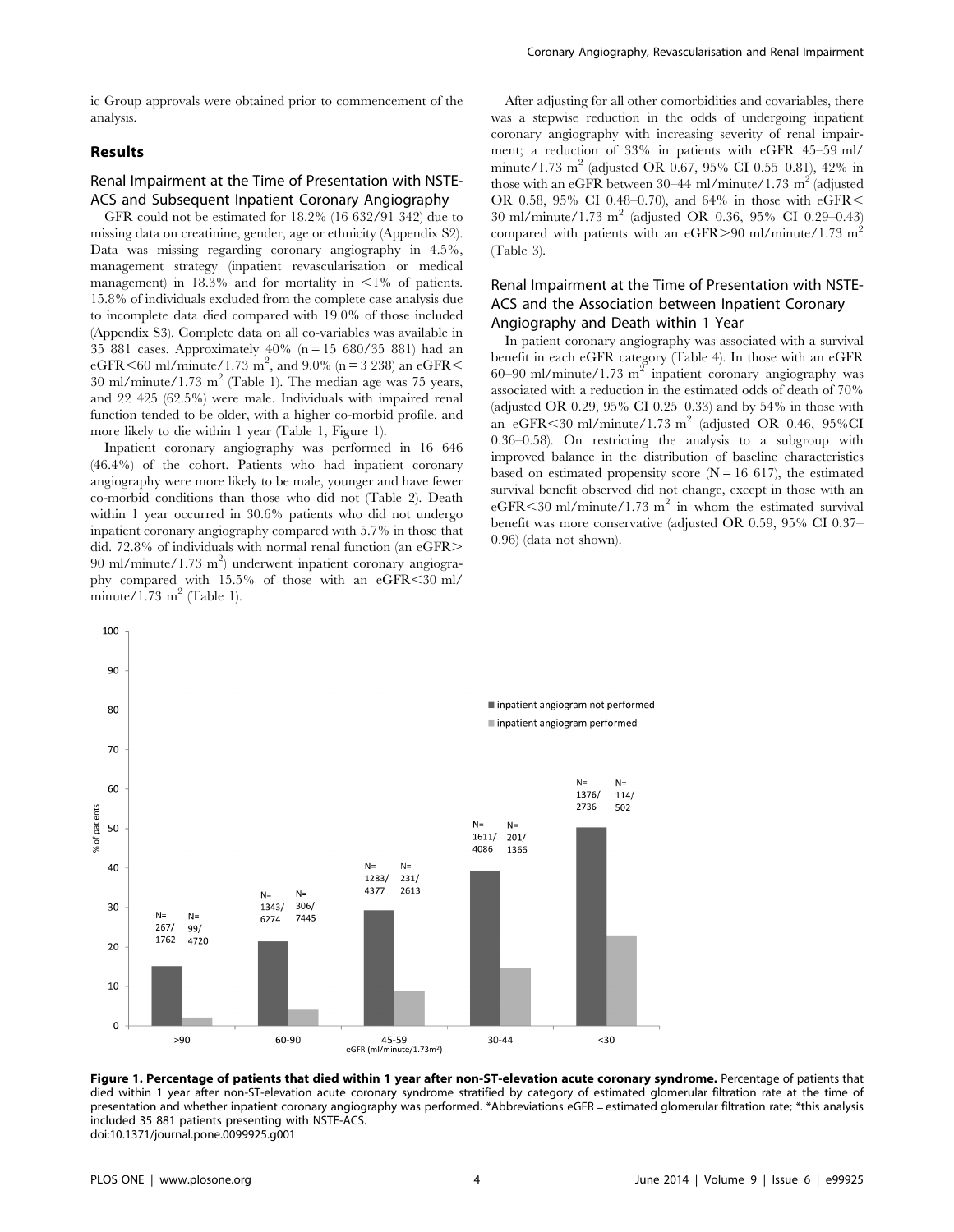ic Group approvals were obtained prior to commencement of the analysis.

## Results

### Renal Impairment at the Time of Presentation with NSTE-ACS and Subsequent Inpatient Coronary Angiography

GFR could not be estimated for 18.2% (16 632/91 342) due to missing data on creatinine, gender, age or ethnicity (Appendix S2). Data was missing regarding coronary angiography in 4.5%, management strategy (inpatient revascularisation or medical management) in 18.3% and for mortality in <1% of patients. 15.8% of individuals excluded from the complete case analysis due to incomplete data died compared with 19.0% of those included (Appendix S3). Complete data on all co-variables was available in 35 881 cases. Approximately 40% (n = 15 680/35 881) had an eGFR<60 ml/minute/1.73 $m^2$, and 9.0% (n = 3 238) an eGFR< 30 ml/minute/1.73 $m^2$ (Table 1). The median age was 75 years, and 22 425 (62.5%) were male. Individuals with impaired renal function tended to be older, with a higher co-morbid profile, and more likely to die within 1 year (Table 1, Figure 1).

Inpatient coronary angiography was performed in 16 646 (46.4%) of the cohort. Patients who had inpatient coronary angiography were more likely to be male, younger and have fewer co-morbid conditions than those who did not (Table 2). Death within 1 year occurred in 30.6% patients who did not undergo inpatient coronary angiography compared with 5.7% in those that did. 72.8% of individuals with normal renal function (an eGFR> 90 ml/minute/1.73 $m^2$) underwent inpatient coronary angiography compared with 15.5% of those with an eGFR<30 ml/minute/1.73 $m^2$ (Table 1).

After adjusting for all other comorbidities and covariables, there was a stepwise reduction in the odds of undergoing inpatient coronary angiography with increasing severity of renal impairment; a reduction of 33% in patients with eGFR 45–59 ml/minute/1.73 $m^2$ (adjusted OR 0.67, 95% CI 0.55–0.81), 42% in those with an eGFR between 30–44 ml/minute/1.73 $m^2$ (adjusted OR 0.58, 95% CI 0.48–0.70), and 64% in those with eGFR< 30 ml/minute/1.73 $m^2$ (adjusted OR 0.36, 95% CI 0.29–0.43) compared with patients with an eGFR>90 ml/minute/1.73 $m^2$ (Table 3).

### Renal Impairment at the Time of Presentation with NSTE-ACS and the Association between Inpatient Coronary Angiography and Death within 1 Year

In patient coronary angiography was associated with a survival benefit in each eGFR category (Table 4). In those with an eGFR 60–90 ml/minute/1.73 $m^2$ inpatient coronary angiography was associated with a reduction in the estimated odds of death of 70% (adjusted OR 0.29, 95% CI 0.25–0.33) and by 54% in those with an eGFR<30 ml/minute/1.73 $m^2$ (adjusted OR 0.46, 95%CI 0.36–0.58). On restricting the analysis to a subgroup with improved balance in the distribution of baseline characteristics based on estimated propensity score (N = 16 617), the estimated survival benefit observed did not change, except in those with an eGFR<30 ml/minute/1.73 $m^2$ in whom the estimated survival benefit was more conservative (adjusted OR 0.59, 95% CI 0.37–0.96) (data not shown).

**Figure 1. Percentage of patients that died within 1 year after non-ST-elevation acute coronary syndrome.** Percentage of patients that died within 1 year after non-ST-elevation acute coronary syndrome stratified by category of estimated glomerular filtration rate at the time of presentation and whether inpatient coronary angiography was performed. *Abbreviations eGFR = estimated glomerular filtration rate; *this analysis included 35 881 patients presenting with NSTE-ACS.
doi:10.1371/journal.pone.0099925.g001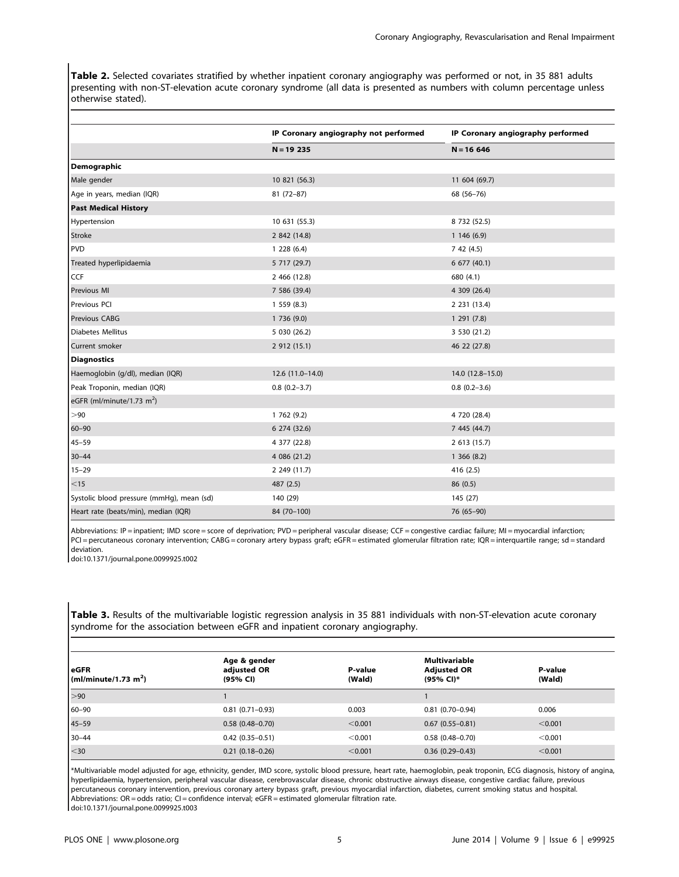**Table 2.** Selected covariates stratified by whether inpatient coronary angiography was performed or not, in 35 881 adults presenting with non-ST-elevation acute coronary syndrome (all data is presented as numbers with column percentage unless otherwise stated).

| | IP Coronary angiography not performed | IP Coronary angiography performed |
|---|---|---|
| | N = 19 235 | N = 16 646 |
| **Demographic** | | |
| Male gender | 10 821 (56.3) | 11 604 (69.7) |
| Age in years, median (IQR) | 81 (72–87) | 68 (56–76) |
| **Past Medical History** | | |
| Hypertension | 10 631 (55.3) | 8 732 (52.5) |
| Stroke | 2 842 (14.8) | 1 146 (6.9) |
| PVD | 1 228 (6.4) | 7 42 (4.5) |
| Treated hyperlipidaemia | 5 717 (29.7) | 6 677 (40.1) |
| CCF | 2 466 (12.8) | 680 (4.1) |
| Previous MI | 7 586 (39.4) | 4 309 (26.4) |
| Previous PCI | 1 559 (8.3) | 2 231 (13.4) |
| Previous CABG | 1 736 (9.0) | 1 291 (7.8) |
| Diabetes Mellitus | 5 030 (26.2) | 3 530 (21.2) |
| Current smoker | 2 912 (15.1) | 46 22 (27.8) |
| **Diagnostics** | | |
| Haemoglobin (g/dl), median (IQR) | 12.6 (11.0–14.0) | 14.0 (12.8–15.0) |
| Peak Troponin, median (IQR) | 0.8 (0.2–3.7) | 0.8 (0.2–3.6) |
| eGFR (ml/minute/1.73 $m^2$) | | |
| >90 | 1 762 (9.2) | 4 720 (28.4) |
| 60–90 | 6 274 (32.6) | 7 445 (44.7) |
| 45–59 | 4 377 (22.8) | 2 613 (15.7) |
| 30–44 | 4 086 (21.2) | 1 366 (8.2) |
| 15–29 | 2 249 (11.7) | 416 (2.5) |
| <15 | 487 (2.5) | 86 (0.5) |
| Systolic blood pressure (mmHg), mean (sd) | 140 (29) | 145 (27) |
| Heart rate (beats/min), median (IQR) | 84 (70–100) | 76 (65–90) |

Abbreviations: IP = inpatient; IMD score = score of deprivation; PVD = peripheral vascular disease; CCF = congestive cardiac failure; MI = myocardial infarction; PCI = percutaneous coronary intervention; CABG = coronary artery bypass graft; eGFR = estimated glomerular filtration rate; IQR = interquartile range; sd = standard deviation.
doi:10.1371/journal.pone.0099925.t002

**Table 3.** Results of the multivariable logistic regression analysis in 35 881 individuals with non-ST-elevation acute coronary syndrome for the association between eGFR and inpatient coronary angiography.

| eGFR (ml/minute/1.73 $m^2$) | Age & gender adjusted OR (95% CI) | P-value (Wald) | Multivariable Adjusted OR (95% CI)* | P-value (Wald) |
|---|---|---|---|---|
| >90 | 1 | | 1 | |
| 60–90 | 0.81 (0.71–0.93) | 0.003 | 0.81 (0.70–0.94) | 0.006 |
| 45–59 | 0.58 (0.48–0.70) | <0.001 | 0.67 (0.55–0.81) | <0.001 |
| 30–44 | 0.42 (0.35–0.51) | <0.001 | 0.58 (0.48–0.70) | <0.001 |
| <30 | 0.21 (0.18–0.26) | <0.001 | 0.36 (0.29–0.43) | <0.001 |

*Multivariable model adjusted for age, ethnicity, gender, IMD score, systolic blood pressure, heart rate, haemoglobin, peak troponin, ECG diagnosis, history of angina, hyperlipidaemia, hypertension, peripheral vascular disease, cerebrovascular disease, chronic obstructive airways disease, congestive cardiac failure, previous percutaneous coronary intervention, previous coronary artery bypass graft, previous myocardial infarction, diabetes, current smoking status and hospital.
Abbreviations: OR = odds ratio; CI = confidence interval; eGFR = estimated glomerular filtration rate.
doi:10.1371/journal.pone.0099925.t003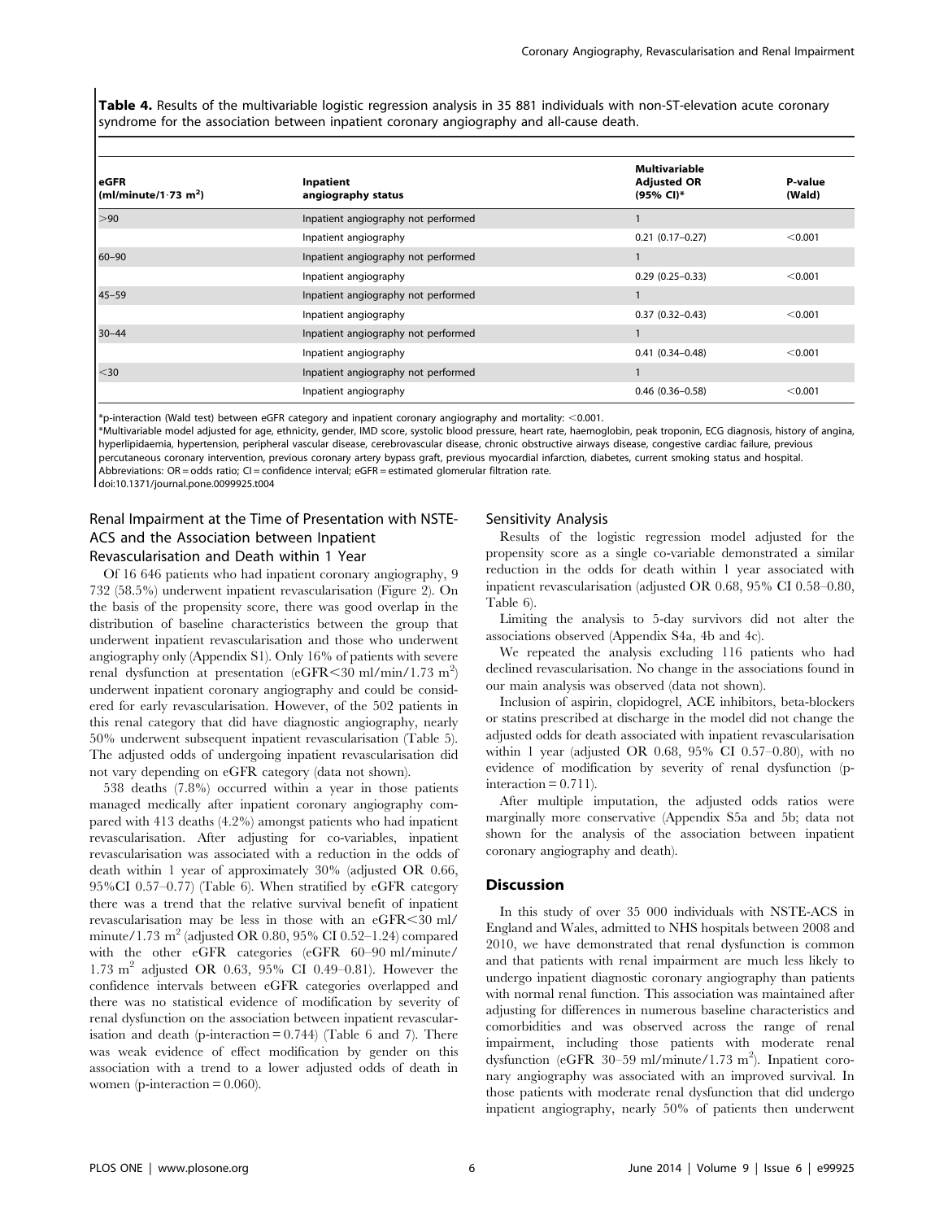**Table 4.** Results of the multivariable logistic regression analysis in 35 881 individuals with non-ST-elevation acute coronary syndrome for the association between inpatient coronary angiography and all-cause death.

| eGFR (ml/minute/1·73 m$^2$) | Inpatient angiography status | Multivariable Adjusted OR (95% CI)* | P-value (Wald) |
|---|---|---|---|
| >90 | Inpatient angiography not performed | 1 | |
| | Inpatient angiography | 0.21 (0.17–0.27) | <0.001 |
| 60–90 | Inpatient angiography not performed | 1 | |
| | Inpatient angiography | 0.29 (0.25–0.33) | <0.001 |
| 45–59 | Inpatient angiography not performed | 1 | |
| | Inpatient angiography | 0.37 (0.32–0.43) | <0.001 |
| 30–44 | Inpatient angiography not performed | 1 | |
| | Inpatient angiography | 0.41 (0.34–0.48) | <0.001 |
| <30 | Inpatient angiography not performed | 1 | |
| | Inpatient angiography | 0.46 (0.36–0.58) | <0.001 |

*p-interaction (Wald test) between eGFR category and inpatient coronary angiography and mortality: <0.001.
*Multivariable model adjusted for age, ethnicity, gender, IMD score, systolic blood pressure, heart rate, haemoglobin, peak troponin, ECG diagnosis, history of angina, hyperlipidaemia, hypertension, peripheral vascular disease, cerebrovascular disease, chronic obstructive airways disease, congestive cardiac failure, previous percutaneous coronary intervention, previous coronary artery bypass graft, previous myocardial infarction, diabetes, current smoking status and hospital.
Abbreviations: OR = odds ratio; CI = confidence interval; eGFR = estimated glomerular filtration rate.
doi:10.1371/journal.pone.0099925.t004

### Renal Impairment at the Time of Presentation with NSTE-ACS and the Association between Inpatient Revascularisation and Death within 1 Year

Of 16 646 patients who had inpatient coronary angiography, 9 732 (58.5%) underwent inpatient revascularisation (Figure 2). On the basis of the propensity score, there was good overlap in the distribution of baseline characteristics between the group that underwent inpatient revascularisation and those who underwent angiography only (Appendix S1). Only 16% of patients with severe renal dysfunction at presentation (eGFR<30 ml/min/1.73 m$^2$) underwent inpatient coronary angiography and could be considered for early revascularisation. However, of the 502 patients in this renal category that did have diagnostic angiography, nearly 50% underwent subsequent inpatient revascularisation (Table 5). The adjusted odds of undergoing inpatient revascularisation did not vary depending on eGFR category (data not shown).

538 deaths (7.8%) occurred within a year in those patients managed medically after inpatient coronary angiography compared with 413 deaths (4.2%) amongst patients who had inpatient revascularisation. After adjusting for co-variables, inpatient revascularisation was associated with a reduction in the odds of death within 1 year of approximately 30% (adjusted OR 0.66, 95%CI 0.57–0.77) (Table 6). When stratified by eGFR category there was a trend that the relative survival benefit of inpatient revascularisation may be less in those with an eGFR<30 ml/minute/1.73 m$^2$ (adjusted OR 0.80, 95% CI 0.52–1.24) compared with the other eGFR categories (eGFR 60–90 ml/minute/1.73 m$^2$ adjusted OR 0.63, 95% CI 0.49–0.81). However the confidence intervals between eGFR categories overlapped and there was no statistical evidence of modification by severity of renal dysfunction on the association between inpatient revascularisation and death (p-interaction = 0.744) (Table 6 and 7). There was weak evidence of effect modification by gender on this association with a trend to a lower adjusted odds of death in women (p-interaction = 0.060).

### Sensitivity Analysis

Results of the logistic regression model adjusted for the propensity score as a single co-variable demonstrated a similar reduction in the odds for death within 1 year associated with inpatient revascularisation (adjusted OR 0.68, 95% CI 0.58–0.80, Table 6).

Limiting the analysis to 5-day survivors did not alter the associations observed (Appendix S4a, 4b and 4c).

We repeated the analysis excluding 116 patients who had declined revascularisation. No change in the associations found in our main analysis was observed (data not shown).

Inclusion of aspirin, clopidogrel, ACE inhibitors, beta-blockers or statins prescribed at discharge in the model did not change the adjusted odds for death associated with inpatient revascularisation within 1 year (adjusted OR 0.68, 95% CI 0.57–0.80), with no evidence of modification by severity of renal dysfunction (p-interaction = 0.711).

After multiple imputation, the adjusted odds ratios were marginally more conservative (Appendix S5a and 5b; data not shown for the analysis of the association between inpatient coronary angiography and death).

## Discussion

In this study of over 35 000 individuals with NSTE-ACS in England and Wales, admitted to NHS hospitals between 2008 and 2010, we have demonstrated that renal dysfunction is common and that patients with renal impairment are much less likely to undergo inpatient diagnostic coronary angiography than patients with normal renal function. This association was maintained after adjusting for differences in numerous baseline characteristics and comorbidities and was observed across the range of renal impairment, including those patients with moderate renal dysfunction (eGFR 30–59 ml/minute/1.73 m$^2$). Inpatient coronary angiography was associated with an improved survival. In those patients with moderate renal dysfunction that did undergo inpatient angiography, nearly 50% of patients then underwent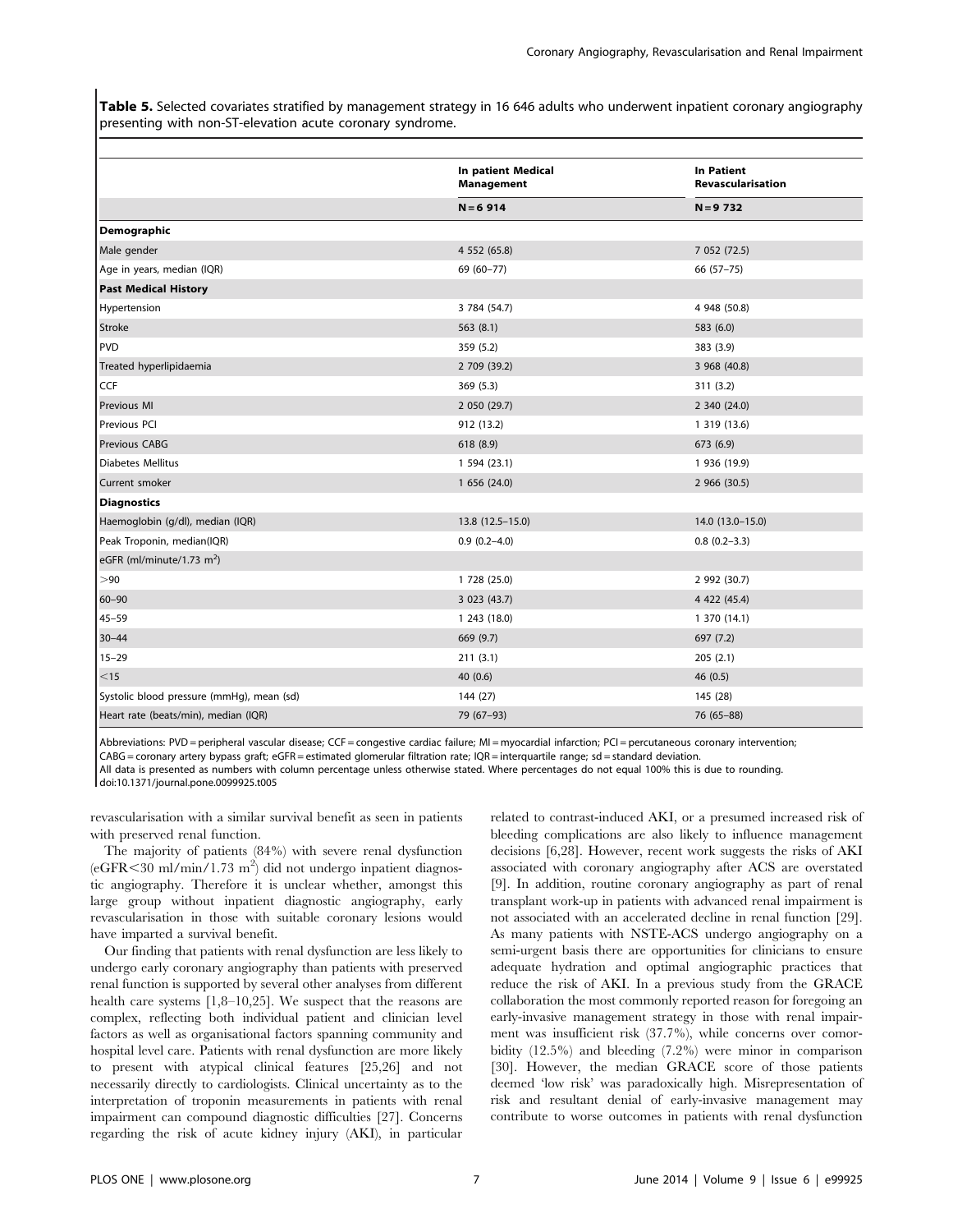**Table 5.** Selected covariates stratified by management strategy in 16 646 adults who underwent inpatient coronary angiography presenting with non-ST-elevation acute coronary syndrome.

| | In patient Medical Management | In Patient Revascularisation |
|---|---|---|
| | N = 6 914 | N = 9 732 |
| **Demographic** | | |
| Male gender | 4 552 (65.8) | 7 052 (72.5) |
| Age in years, median (IQR) | 69 (60–77) | 66 (57–75) |
| **Past Medical History** | | |
| Hypertension | 3 784 (54.7) | 4 948 (50.8) |
| Stroke | 563 (8.1) | 583 (6.0) |
| PVD | 359 (5.2) | 383 (3.9) |
| Treated hyperlipidaemia | 2 709 (39.2) | 3 968 (40.8) |
| CCF | 369 (5.3) | 311 (3.2) |
| Previous MI | 2 050 (29.7) | 2 340 (24.0) |
| Previous PCI | 912 (13.2) | 1 319 (13.6) |
| Previous CABG | 618 (8.9) | 673 (6.9) |
| Diabetes Mellitus | 1 594 (23.1) | 1 936 (19.9) |
| Current smoker | 1 656 (24.0) | 2 966 (30.5) |
| **Diagnostics** | | |
| Haemoglobin (g/dl), median (IQR) | 13.8 (12.5–15.0) | 14.0 (13.0–15.0) |
| Peak Troponin, median(IQR) | 0.9 (0.2–4.0) | 0.8 (0.2–3.3) |
| eGFR (ml/minute/1.73 $m^2$) | | |
| >90 | 1 728 (25.0) | 2 992 (30.7) |
| 60–90 | 3 023 (43.7) | 4 422 (45.4) |
| 45–59 | 1 243 (18.0) | 1 370 (14.1) |
| 30–44 | 669 (9.7) | 697 (7.2) |
| 15–29 | 211 (3.1) | 205 (2.1) |
| <15 | 40 (0.6) | 46 (0.5) |
| Systolic blood pressure (mmHg), mean (sd) | 144 (27) | 145 (28) |
| Heart rate (beats/min), median (IQR) | 79 (67–93) | 76 (65–88) |

Abbreviations: PVD = peripheral vascular disease; CCF = congestive cardiac failure; MI = myocardial infarction; PCI = percutaneous coronary intervention; CABG = coronary artery bypass graft; eGFR = estimated glomerular filtration rate; IQR = interquartile range; sd = standard deviation.
All data is presented as numbers with column percentage unless otherwise stated. Where percentages do not equal 100% this is due to rounding.
doi:10.1371/journal.pone.0099925.t005

revascularisation with a similar survival benefit as seen in patients with preserved renal function.

The majority of patients (84%) with severe renal dysfunction (eGFR<30 ml/min/1.73 $m^2$) did not undergo inpatient diagnostic angiography. Therefore it is unclear whether, amongst this large group without inpatient diagnostic angiography, early revascularisation in those with suitable coronary lesions would have imparted a survival benefit.

Our finding that patients with renal dysfunction are less likely to undergo early coronary angiography than patients with preserved renal function is supported by several other analyses from different health care systems [1,8–10,25]. We suspect that the reasons are complex, reflecting both individual patient and clinician level factors as well as organisational factors spanning community and hospital level care. Patients with renal dysfunction are more likely to present with atypical clinical features [25,26] and not necessarily directly to cardiologists. Clinical uncertainty as to the interpretation of troponin measurements in patients with renal impairment can compound diagnostic difficulties [27]. Concerns regarding the risk of acute kidney injury (AKI), in particular related to contrast-induced AKI, or a presumed increased risk of bleeding complications are also likely to influence management decisions [6,28]. However, recent work suggests the risks of AKI associated with coronary angiography after ACS are overstated [9]. In addition, routine coronary angiography as part of renal transplant work-up in patients with advanced renal impairment is not associated with an accelerated decline in renal function [29]. As many patients with NSTE-ACS undergo angiography on a semi-urgent basis there are opportunities for clinicians to ensure adequate hydration and optimal angiographic practices that reduce the risk of AKI. In a previous study from the GRACE collaboration the most commonly reported reason for foregoing an early-invasive management strategy in those with renal impairment was insufficient risk (37.7%), while concerns over comorbidity (12.5%) and bleeding (7.2%) were minor in comparison [30]. However, the median GRACE score of those patients deemed 'low risk' was paradoxically high. Misrepresentation of risk and resultant denial of early-invasive management may contribute to worse outcomes in patients with renal dysfunction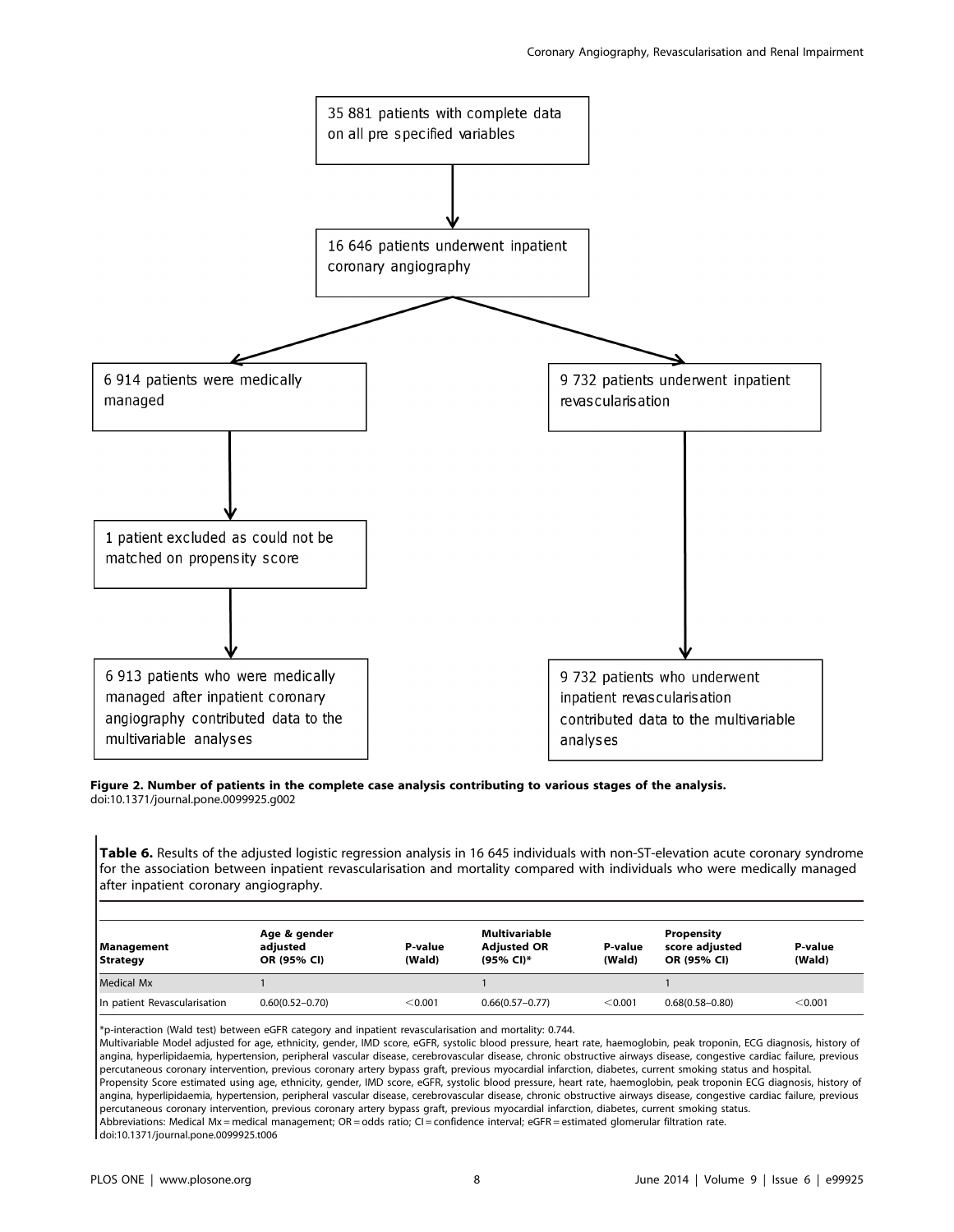35 881 patients with complete data on all pre specified variables

16 646 patients underwent inpatient coronary angiography

6 914 patients were medically managed

9 732 patients underwent inpatient revascularisation

1 patient excluded as could not be matched on propensity score

6 913 patients who were medically managed after inpatient coronary angiography contributed data to the multivariable analyses

9 732 patients who underwent inpatient revascularisation contributed data to the multivariable analyses

**Figure 2. Number of patients in the complete case analysis contributing to various stages of the analysis.**
doi:10.1371/journal.pone.0099925.g002

**Table 6.** Results of the adjusted logistic regression analysis in 16 645 individuals with non-ST-elevation acute coronary syndrome for the association between inpatient revascularisation and mortality compared with individuals who were medically managed after inpatient coronary angiography.

| Management Strategy | Age & gender adjusted OR (95% CI) | P-value (Wald) | Multivariable Adjusted OR (95% CI)* | P-value (Wald) | Propensity score adjusted OR (95% CI) | P-value (Wald) |
|---|---|---|---|---|---|---|
| Medical Mx | 1 | | 1 | | 1 | |
| In patient Revascularisation | 0.60(0.52–0.70) | <0.001 | 0.66(0.57–0.77) | <0.001 | 0.68(0.58–0.80) | <0.001 |

*p-interaction (Wald test) between eGFR category and inpatient revascularisation and mortality: 0.744.
Multivariable Model adjusted for age, ethnicity, gender, IMD score, eGFR, systolic blood pressure, heart rate, haemoglobin, peak troponin, ECG diagnosis, history of angina, hyperlipidaemia, hypertension, peripheral vascular disease, cerebrovascular disease, chronic obstructive airways disease, congestive cardiac failure, previous percutaneous coronary intervention, previous coronary artery bypass graft, previous myocardial infarction, diabetes, current smoking status and hospital.
Propensity Score estimated using age, ethnicity, gender, IMD score, eGFR, systolic blood pressure, heart rate, haemoglobin, peak troponin ECG diagnosis, history of angina, hyperlipidaemia, hypertension, peripheral vascular disease, cerebrovascular disease, chronic obstructive airways disease, congestive cardiac failure, previous percutaneous coronary intervention, previous coronary artery bypass graft, previous myocardial infarction, diabetes, current smoking status.
Abbreviations: Medical Mx = medical management; OR = odds ratio; CI = confidence interval; eGFR = estimated glomerular filtration rate.
doi:10.1371/journal.pone.0099925.t006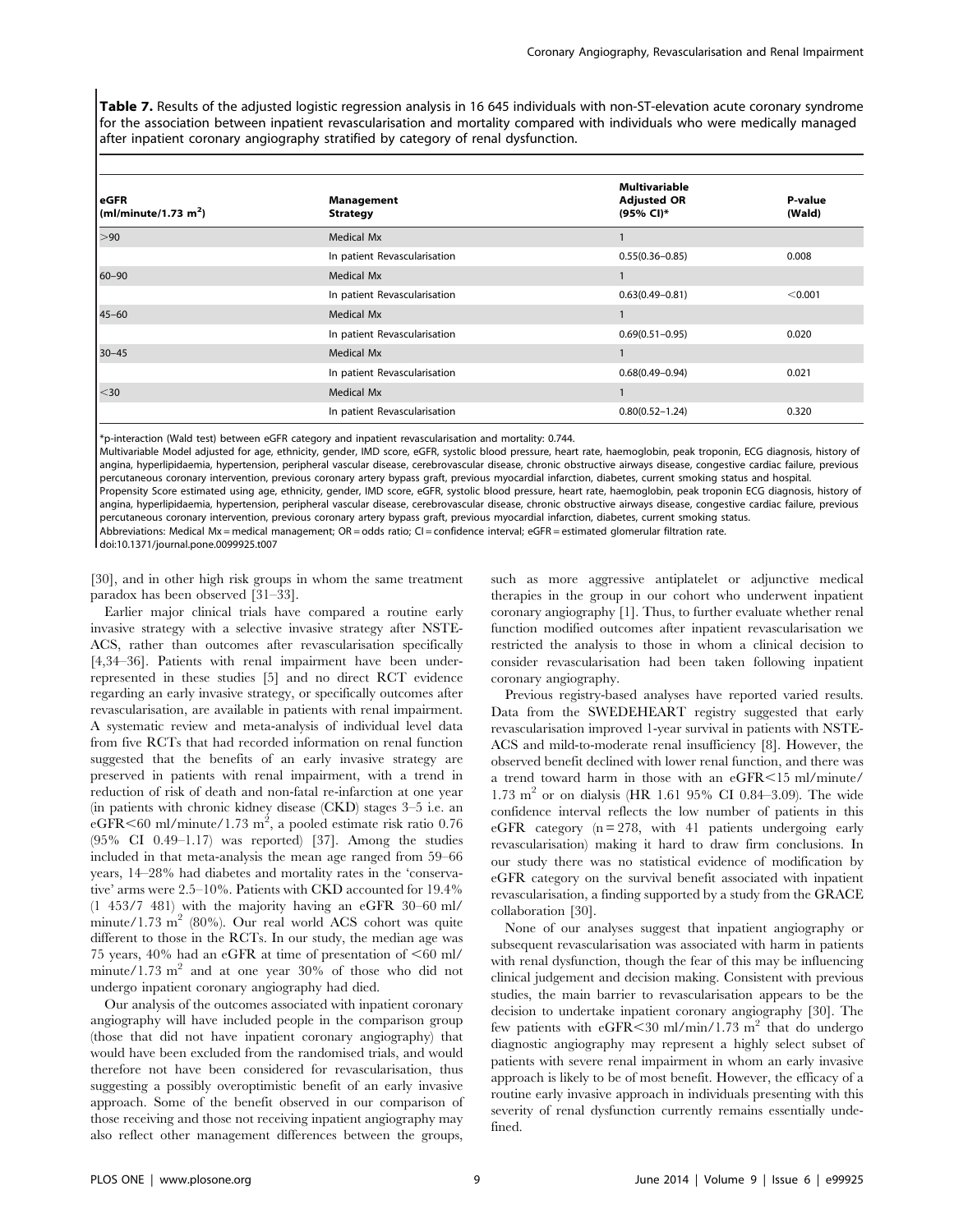**Table 7.** Results of the adjusted logistic regression analysis in 16 645 individuals with non-ST-elevation acute coronary syndrome for the association between inpatient revascularisation and mortality compared with individuals who were medically managed after inpatient coronary angiography stratified by category of renal dysfunction.

| eGFR (ml/minute/1.73 m$^2$) | Management Strategy | Multivariable Adjusted OR (95% CI)* | P-value (Wald) |
|---|---|---|---|
| >90 | Medical Mx | 1 | |
| | In patient Revascularisation | 0.55(0.36–0.85) | 0.008 |
| 60–90 | Medical Mx | 1 | |
| | In patient Revascularisation | 0.63(0.49–0.81) | <0.001 |
| 45–60 | Medical Mx | 1 | |
| | In patient Revascularisation | 0.69(0.51–0.95) | 0.020 |
| 30–45 | Medical Mx | 1 | |
| | In patient Revascularisation | 0.68(0.49–0.94) | 0.021 |
| <30 | Medical Mx | 1 | |
| | In patient Revascularisation | 0.80(0.52–1.24) | 0.320 |

*p-interaction (Wald test) between eGFR category and inpatient revascularisation and mortality: 0.744.

Multivariable Model adjusted for age, ethnicity, gender, IMD score, eGFR, systolic blood pressure, heart rate, haemoglobin, peak troponin, ECG diagnosis, history of angina, hyperlipidaemia, hypertension, peripheral vascular disease, cerebrovascular disease, chronic obstructive airways disease, congestive cardiac failure, previous percutaneous coronary intervention, previous coronary artery bypass graft, previous myocardial infarction, diabetes, current smoking status and hospital.

Propensity Score estimated using age, ethnicity, gender, IMD score, eGFR, systolic blood pressure, heart rate, haemoglobin, peak troponin ECG diagnosis, history of angina, hyperlipidaemia, hypertension, peripheral vascular disease, cerebrovascular disease, chronic obstructive airways disease, congestive cardiac failure, previous percutaneous coronary intervention, previous coronary artery bypass graft, previous myocardial infarction, diabetes, current smoking status.

Abbreviations: Medical Mx = medical management; OR = odds ratio; CI = confidence interval; eGFR = estimated glomerular filtration rate.

doi:10.1371/journal.pone.0099925.t007

[30], and in other high risk groups in whom the same treatment paradox has been observed [31–33].

Earlier major clinical trials have compared a routine early invasive strategy with a selective invasive strategy after NSTE-ACS, rather than outcomes after revascularisation specifically [4,34–36]. Patients with renal impairment have been under-represented in these studies [5] and no direct RCT evidence regarding an early invasive strategy, or specifically outcomes after revascularisation, are available in patients with renal impairment. A systematic review and meta-analysis of individual level data from five RCTs that had recorded information on renal function suggested that the benefits of an early invasive strategy are preserved in patients with renal impairment, with a trend in reduction of risk of death and non-fatal re-infarction at one year (in patients with chronic kidney disease (CKD) stages 3–5 i.e. an eGFR<60 ml/minute/1.73 m$^2$, a pooled estimate risk ratio 0.76 (95% CI 0.49–1.17) was reported) [37]. Among the studies included in that meta-analysis the mean age ranged from 59–66 years, 14–28% had diabetes and mortality rates in the 'conservative' arms were 2.5–10%. Patients with CKD accounted for 19.4% (1 453/7 481) with the majority having an eGFR 30–60 ml/minute/1.73 m$^2$ (80%). Our real world ACS cohort was quite different to those in the RCTs. In our study, the median age was 75 years, 40% had an eGFR at time of presentation of <60 ml/minute/1.73 m$^2$ and at one year 30% of those who did not undergo inpatient coronary angiography had died.

Our analysis of the outcomes associated with inpatient coronary angiography will have included people in the comparison group (those that did not have inpatient coronary angiography) that would have been excluded from the randomised trials, and would therefore not have been considered for revascularisation, thus suggesting a possibly overoptimistic benefit of an early invasive approach. Some of the benefit observed in our comparison of those receiving and those not receiving inpatient angiography may also reflect other management differences between the groups, such as more aggressive antiplatelet or adjunctive medical therapies in the group in our cohort who underwent inpatient coronary angiography [1]. Thus, to further evaluate whether renal function modified outcomes after inpatient revascularisation we restricted the analysis to those in whom a clinical decision to consider revascularisation had been taken following inpatient coronary angiography.

Previous registry-based analyses have reported varied results. Data from the SWEDEHEART registry suggested that early revascularisation improved 1-year survival in patients with NSTE-ACS and mild-to-moderate renal insufficiency [8]. However, the observed benefit declined with lower renal function, and there was a trend toward harm in those with an eGFR<15 ml/minute/1.73 m$^2$ or on dialysis (HR 1.61 95% CI 0.84–3.09). The wide confidence interval reflects the low number of patients in this eGFR category (n = 278, with 41 patients undergoing early revascularisation) making it hard to draw firm conclusions. In our study there was no statistical evidence of modification by eGFR category on the survival benefit associated with inpatient revascularisation, a finding supported by a study from the GRACE collaboration [30].

None of our analyses suggest that inpatient angiography or subsequent revascularisation was associated with harm in patients with renal dysfunction, though the fear of this may be influencing clinical judgement and decision making. Consistent with previous studies, the main barrier to revascularisation appears to be the decision to undertake inpatient coronary angiography [30]. The few patients with eGFR<30 ml/min/1.73 m$^2$ that do undergo diagnostic angiography may represent a highly select subset of patients with severe renal impairment in whom an early invasive approach is likely to be of most benefit. However, the efficacy of a routine early invasive approach in individuals presenting with this severity of renal dysfunction currently remains essentially undefined.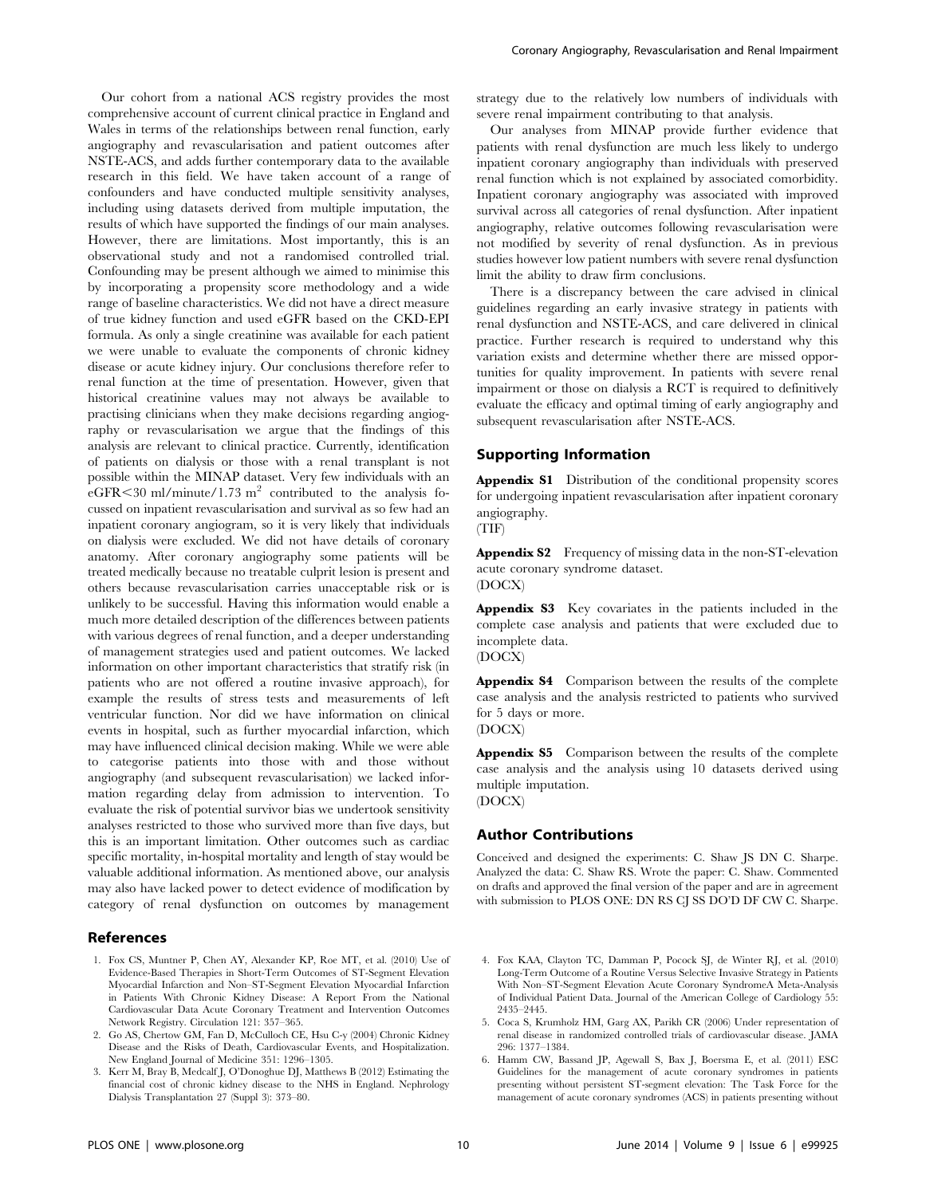Our cohort from a national ACS registry provides the most comprehensive account of current clinical practice in England and Wales in terms of the relationships between renal function, early angiography and revascularisation and patient outcomes after NSTE-ACS, and adds further contemporary data to the available research in this field. We have taken account of a range of confounders and have conducted multiple sensitivity analyses, including using datasets derived from multiple imputation, the results of which have supported the findings of our main analyses. However, there are limitations. Most importantly, this is an observational study and not a randomised controlled trial. Confounding may be present although we aimed to minimise this by incorporating a propensity score methodology and a wide range of baseline characteristics. We did not have a direct measure of true kidney function and used eGFR based on the CKD-EPI formula. As only a single creatinine was available for each patient we were unable to evaluate the components of chronic kidney disease or acute kidney injury. Our conclusions therefore refer to renal function at the time of presentation. However, given that historical creatinine values may not always be available to practising clinicians when they make decisions regarding angiography or revascularisation we argue that the findings of this analysis are relevant to clinical practice. Currently, identification of patients on dialysis or those with a renal transplant is not possible within the MINAP dataset. Very few individuals with an eGFR<30 ml/minute/1.73 $m^2$ contributed to the analysis focussed on inpatient revascularisation and survival as so few had an inpatient coronary angiogram, so it is very likely that individuals on dialysis were excluded. We did not have details of coronary anatomy. After coronary angiography some patients will be treated medically because no treatable culprit lesion is present and others because revascularisation carries unacceptable risk or is unlikely to be successful. Having this information would enable a much more detailed description of the differences between patients with various degrees of renal function, and a deeper understanding of management strategies used and patient outcomes. We lacked information on other important characteristics that stratify risk (in patients who are not offered a routine invasive approach), for example the results of stress tests and measurements of left ventricular function. Nor did we have information on clinical events in hospital, such as further myocardial infarction, which may have influenced clinical decision making. While we were able to categorise patients into those with and those without angiography (and subsequent revascularisation) we lacked information regarding delay from admission to intervention. To evaluate the risk of potential survivor bias we undertook sensitivity analyses restricted to those who survived more than five days, but this is an important limitation. Other outcomes such as cardiac specific mortality, in-hospital mortality and length of stay would be valuable additional information. As mentioned above, our analysis may also have lacked power to detect evidence of modification by category of renal dysfunction on outcomes by management strategy due to the relatively low numbers of individuals with severe renal impairment contributing to that analysis.

Our analyses from MINAP provide further evidence that patients with renal dysfunction are much less likely to undergo inpatient coronary angiography than individuals with preserved renal function which is not explained by associated comorbidity. Inpatient coronary angiography was associated with improved survival across all categories of renal dysfunction. After inpatient angiography, relative outcomes following revascularisation were not modified by severity of renal dysfunction. As in previous studies however low patient numbers with severe renal dysfunction limit the ability to draw firm conclusions.

There is a discrepancy between the care advised in clinical guidelines regarding an early invasive strategy in patients with renal dysfunction and NSTE-ACS, and care delivered in clinical practice. Further research is required to understand why this variation exists and determine whether there are missed opportunities for quality improvement. In patients with severe renal impairment or those on dialysis a RCT is required to definitively evaluate the efficacy and optimal timing of early angiography and subsequent revascularisation after NSTE-ACS.

## Supporting Information

**Appendix S1** Distribution of the conditional propensity scores for undergoing inpatient revascularisation after inpatient coronary angiography.
(TIF)

**Appendix S2** Frequency of missing data in the non-ST-elevation acute coronary syndrome dataset.
(DOCX)

**Appendix S3** Key covariates in the patients included in the complete case analysis and patients that were excluded due to incomplete data.
(DOCX)

**Appendix S4** Comparison between the results of the complete case analysis and the analysis restricted to patients who survived for 5 days or more.
(DOCX)

**Appendix S5** Comparison between the results of the complete case analysis and the analysis using 10 datasets derived using multiple imputation.
(DOCX)

## Author Contributions

Conceived and designed the experiments: C. Shaw JS DN C. Sharpe. Analyzed the data: C. Shaw RS. Wrote the paper: C. Shaw. Commented on drafts and approved the final version of the paper and are in agreement with submission to PLOS ONE: DN RS CJ SS DO'D DF CW C. Sharpe.

## References

1. Fox CS, Muntner P, Chen AY, Alexander KP, Roe MT, et al. (2010) Use of Evidence-Based Therapies in Short-Term Outcomes of ST-Segment Elevation Myocardial Infarction and Non–ST-Segment Elevation Myocardial Infarction in Patients With Chronic Kidney Disease: A Report From the National Cardiovascular Data Acute Coronary Treatment and Intervention Outcomes Network Registry. Circulation 121: 357–365.
2. Go AS, Chertow GM, Fan D, McCulloch CE, Hsu C-y (2004) Chronic Kidney Disease and the Risks of Death, Cardiovascular Events, and Hospitalization. New England Journal of Medicine 351: 1296–1305.
3. Kerr M, Bray B, Medcalf J, O'Donoghue DJ, Matthews B (2012) Estimating the financial cost of chronic kidney disease to the NHS in England. Nephrology Dialysis Transplantation 27 (Suppl 3): 373–80.
4. Fox KAA, Clayton TC, Damman P, Pocock SJ, de Winter RJ, et al. (2010) Long-Term Outcome of a Routine Versus Selective Invasive Strategy in Patients With Non–ST-Segment Elevation Acute Coronary SyndromeA Meta-Analysis of Individual Patient Data. Journal of the American College of Cardiology 55: 2435–2445.
5. Coca S, Krumholz HM, Garg AX, Parikh CR (2006) Under representation of renal disease in randomized controlled trials of cardiovascular disease. JAMA 296: 1377–1384.
6. Hamm CW, Bassand JP, Agewall S, Bax J, Boersma E, et al. (2011) ESC Guidelines for the management of acute coronary syndromes in patients presenting without persistent ST-segment elevation: The Task Force for the management of acute coronary syndromes (ACS) in patients presenting without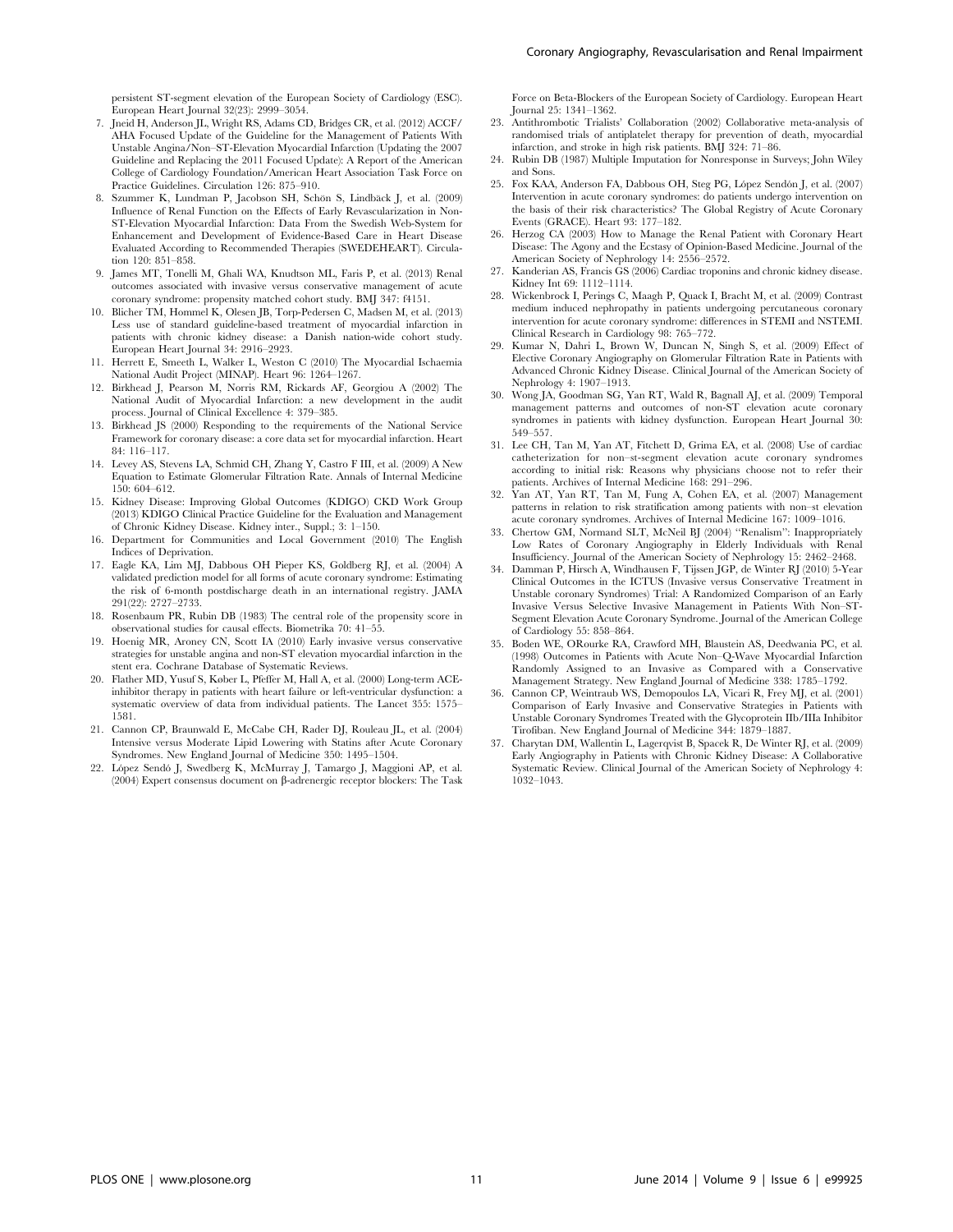persistent ST-segment elevation of the European Society of Cardiology (ESC). European Heart Journal 32(23): 2999–3054.

7. Jneid H, Anderson JL, Wright RS, Adams CD, Bridges CR, et al. (2012) ACCF/AHA Focused Update of the Guideline for the Management of Patients With Unstable Angina/Non–ST-Elevation Myocardial Infarction (Updating the 2007 Guideline and Replacing the 2011 Focused Update): A Report of the American College of Cardiology Foundation/American Heart Association Task Force on Practice Guidelines. Circulation 126: 875–910.
8. Szummer K, Lundman P, Jacobson SH, Schön S, Lindbäck J, et al. (2009) Influence of Renal Function on the Effects of Early Revascularization in Non-ST-Elevation Myocardial Infarction: Data From the Swedish Web-System for Enhancement and Development of Evidence-Based Care in Heart Disease Evaluated According to Recommended Therapies (SWEDEHEART). Circulation 120: 851–858.
9. James MT, Tonelli M, Ghali WA, Knudtson ML, Faris P, et al. (2013) Renal outcomes associated with invasive versus conservative management of acute coronary syndrome: propensity matched cohort study. BMJ 347: f4151.
10. Blicher TM, Hommel K, Olesen JB, Torp-Pedersen C, Madsen M, et al. (2013) Less use of standard guideline-based treatment of myocardial infarction in patients with chronic kidney disease: a Danish nation-wide cohort study. European Heart Journal 34: 2916–2923.
11. Herrett E, Smeeth L, Walker L, Weston C (2010) The Myocardial Ischaemia National Audit Project (MINAP). Heart 96: 1264–1267.
12. Birkhead J, Pearson M, Norris RM, Rickards AF, Georgiou A (2002) The National Audit of Myocardial Infarction: a new development in the audit process. Journal of Clinical Excellence 4: 379–385.
13. Birkhead JS (2000) Responding to the requirements of the National Service Framework for coronary disease: a core data set for myocardial infarction. Heart 84: 116–117.
14. Levey AS, Stevens LA, Schmid CH, Zhang Y, Castro F III, et al. (2009) A New Equation to Estimate Glomerular Filtration Rate. Annals of Internal Medicine 150: 604–612.
15. Kidney Disease: Improving Global Outcomes (KDIGO) CKD Work Group (2013) KDIGO Clinical Practice Guideline for the Evaluation and Management of Chronic Kidney Disease. Kidney inter., Suppl.; 3: 1–150.
16. Department for Communities and Local Government (2010) The English Indices of Deprivation.
17. Eagle KA, Lim MJ, Dabbous OH Pieper KS, Goldberg RJ, et al. (2004) A validated prediction model for all forms of acute coronary syndrome: Estimating the risk of 6-month postdischarge death in an international registry. JAMA 291(22): 2727–2733.
18. Rosenbaum PR, Rubin DB (1983) The central role of the propensity score in observational studies for causal effects. Biometrika 70: 41–55.
19. Hoenig MR, Aroney CN, Scott IA (2010) Early invasive versus conservative strategies for unstable angina and non-ST elevation myocardial infarction in the stent era. Cochrane Database of Systematic Reviews.
20. Flather MD, Yusuf S, Køber L, Pfeffer M, Hall A, et al. (2000) Long-term ACE-inhibitor therapy in patients with heart failure or left-ventricular dysfunction: a systematic overview of data from individual patients. The Lancet 355: 1575–1581.
21. Cannon CP, Braunwald E, McCabe CH, Rader DJ, Rouleau JL, et al. (2004) Intensive versus Moderate Lipid Lowering with Statins after Acute Coronary Syndromes. New England Journal of Medicine 350: 1495–1504.
22. López Sendó J, Swedberg K, McMurray J, Tamargo J, Maggioni AP, et al. (2004) Expert consensus document on β-adrenergic receptor blockers: The Task Force on Beta-Blockers of the European Society of Cardiology. European Heart Journal 25: 1341–1362.
23. Antithrombotic Trialists' Collaboration (2002) Collaborative meta-analysis of randomised trials of antiplatelet therapy for prevention of death, myocardial infarction, and stroke in high risk patients. BMJ 324: 71–86.
24. Rubin DB (1987) Multiple Imputation for Nonresponse in Surveys; John Wiley and Sons.
25. Fox KAA, Anderson FA, Dabbous OH, Steg PG, López Sendón J, et al. (2007) Intervention in acute coronary syndromes: do patients undergo intervention on the basis of their risk characteristics? The Global Registry of Acute Coronary Events (GRACE). Heart 93: 177–182.
26. Herzog CA (2003) How to Manage the Renal Patient with Coronary Heart Disease: The Agony and the Ecstasy of Opinion-Based Medicine. Journal of the American Society of Nephrology 14: 2556–2572.
27. Kanderian AS, Francis GS (2006) Cardiac troponins and chronic kidney disease. Kidney Int 69: 1112–1114.
28. Wickenbrock I, Perings C, Maagh P, Quack I, Bracht M, et al. (2009) Contrast medium induced nephropathy in patients undergoing percutaneous coronary intervention for acute coronary syndrome: differences in STEMI and NSTEMI. Clinical Research in Cardiology 98: 765–772.
29. Kumar N, Dahri L, Brown W, Duncan N, Singh S, et al. (2009) Effect of Elective Coronary Angiography on Glomerular Filtration Rate in Patients with Advanced Chronic Kidney Disease. Clinical Journal of the American Society of Nephrology 4: 1907–1913.
30. Wong JA, Goodman SG, Yan RT, Wald R, Bagnall AJ, et al. (2009) Temporal management patterns and outcomes of non-ST elevation acute coronary syndromes in patients with kidney dysfunction. European Heart Journal 30: 549–557.
31. Lee CH, Tan M, Yan AT, Fitchett D, Grima EA, et al. (2008) Use of cardiac catheterization for non–st-segment elevation acute coronary syndromes according to initial risk: Reasons why physicians choose not to refer their patients. Archives of Internal Medicine 168: 291–296.
32. Yan AT, Yan RT, Tan M, Fung A, Cohen EA, et al. (2007) Management patterns in relation to risk stratification among patients with non–st elevation acute coronary syndromes. Archives of Internal Medicine 167: 1009–1016.
33. Chertow GM, Normand SLT, McNeil BJ (2004) "Renalism": Inappropriately Low Rates of Coronary Angiography in Elderly Individuals with Renal Insufficiency. Journal of the American Society of Nephrology 15: 2462–2468.
34. Damman P, Hirsch A, Windhausen F, Tijssen JGP, de Winter RJ (2010) 5-Year Clinical Outcomes in the ICTUS (Invasive versus Conservative Treatment in Unstable coronary Syndromes) Trial: A Randomized Comparison of an Early Invasive Versus Selective Invasive Management in Patients With Non–ST-Segment Elevation Acute Coronary Syndrome. Journal of the American College of Cardiology 55: 858–864.
35. Boden WE, ORourke RA, Crawford MH, Blaustein AS, Deedwania PC, et al. (1998) Outcomes in Patients with Acute Non–Q-Wave Myocardial Infarction Randomly Assigned to an Invasive as Compared with a Conservative Management Strategy. New England Journal of Medicine 338: 1785–1792.
36. Cannon CP, Weintraub WS, Demopoulos LA, Vicari R, Frey MJ, et al. (2001) Comparison of Early Invasive and Conservative Strategies in Patients with Unstable Coronary Syndromes Treated with the Glycoprotein IIb/IIIa Inhibitor Tirofiban. New England Journal of Medicine 344: 1879–1887.
37. Charytan DM, Wallentin L, Lagerqvist B, Spacek R, De Winter RJ, et al. (2009) Early Angiography in Patients with Chronic Kidney Disease: A Collaborative Systematic Review. Clinical Journal of the American Society of Nephrology 4: 1032–1043.